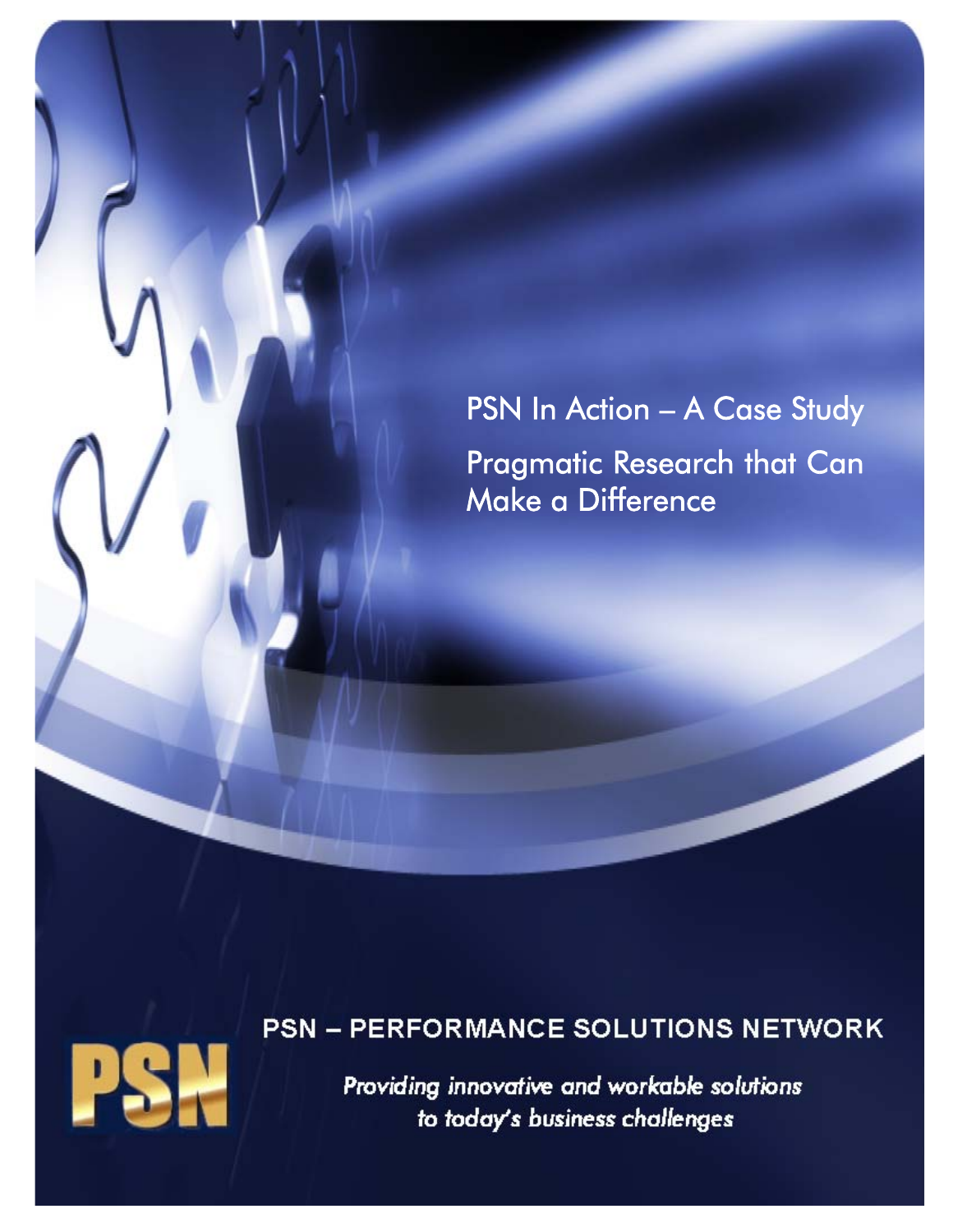# PSN In Action – A Case Study

## Pragmatic Research that Can Make a Difference

PSN – PERFORMANCE SOLUTIONS NETWORK

PSN

*Providing innovative and workable solutions to today's business challenges*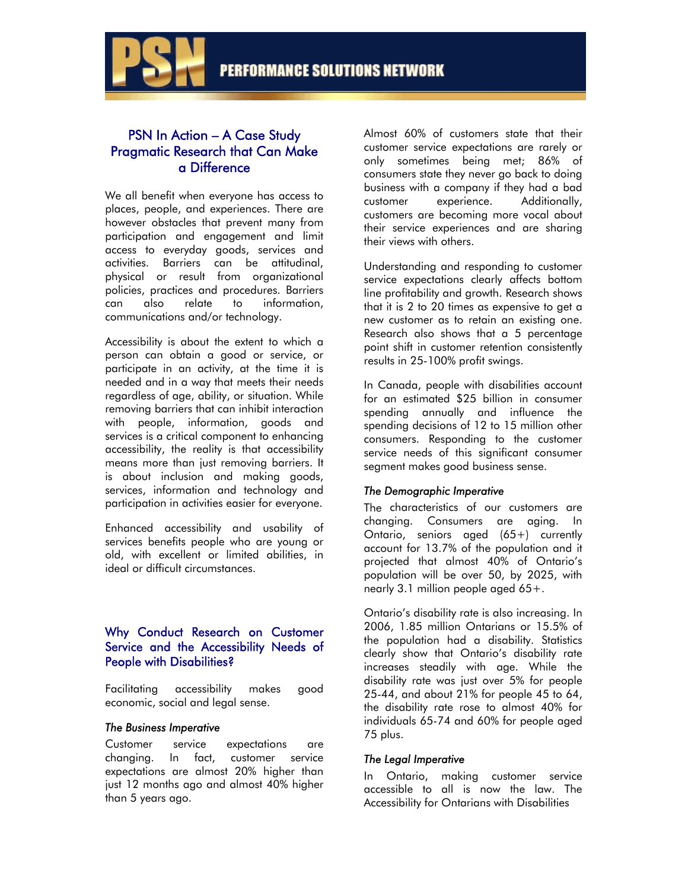## PSN In Action – A Case Study Pragmatic Research that Can Make a Difference

We all benefit when everyone has access to places, people, and experiences. There are however obstacles that prevent many from participation and engagement and limit access to everyday goods, services and activities. Barriers can be attitudinal, physical or result from organizational policies, practices and procedures. Barriers can also relate to information, communications and/or technology.

Accessibility is about the extent to which a person can obtain a good or service, or participate in an activity, at the time it is needed and in a way that meets their needs regardless of age, ability, or situation. While removing barriers that can inhibit interaction with people, information, goods and services is a critical component to enhancing accessibility, the reality is that accessibility means more than just removing barriers. It is about inclusion and making goods, services, information and technology and participation in activities easier for everyone.

Enhanced accessibility and usability of services benefits people who are young or old, with excellent or limited abilities, in ideal or difficult circumstances.

## Why Conduct Research on Customer Service and the Accessibility Needs of People with Disabilities?

Facilitating accessibility makes good economic, social and legal sense.

### *The Business Imperative*

Customer service expectations are changing. In fact, customer service expectations are almost 20% higher than just 12 months ago and almost 40% higher than 5 years ago.

Almost 60% of customers state that their customer service expectations are rarely or only sometimes being met; 86% of consumers state they never go back to doing business with a company if they had a bad customer experience. Additionally, customers are becoming more vocal about their service experiences and are sharing their views with others.

Understanding and responding to customer service expectations clearly affects bottom line profitability and growth. Research shows that it is 2 to 20 times as expensive to get a new customer as to retain an existing one. Research also shows that a 5 percentage point shift in customer retention consistently results in 25-100% profit swings.

In Canada, people with disabilities account for an estimated $25 billion in consumer spending annually and influence the spending decisions of 12 to 15 million other consumers. Responding to the customer service needs of this significant consumer segment makes good business sense.

### *The Demographic Imperative*

The characteristics of our customers are changing. Consumers are aging. In Ontario, seniors aged (65+) currently account for 13.7% of the population and it projected that almost 40% of Ontario's population will be over 50, by 2025, with nearly 3.1 million people aged 65+.

Ontario's disability rate is also increasing. In 2006, 1.85 million Ontarians or 15.5% of the population had a disability. Statistics clearly show that Ontario's disability rate increases steadily with age. While the disability rate was just over 5% for people 25-44, and about 21% for people 45 to 64, the disability rate rose to almost 40% for individuals 65-74 and 60% for people aged 75 plus.

### *The Legal Imperative*

In Ontario, making customer service accessible to all is now the law. The Accessibility for Ontarians with Disabilities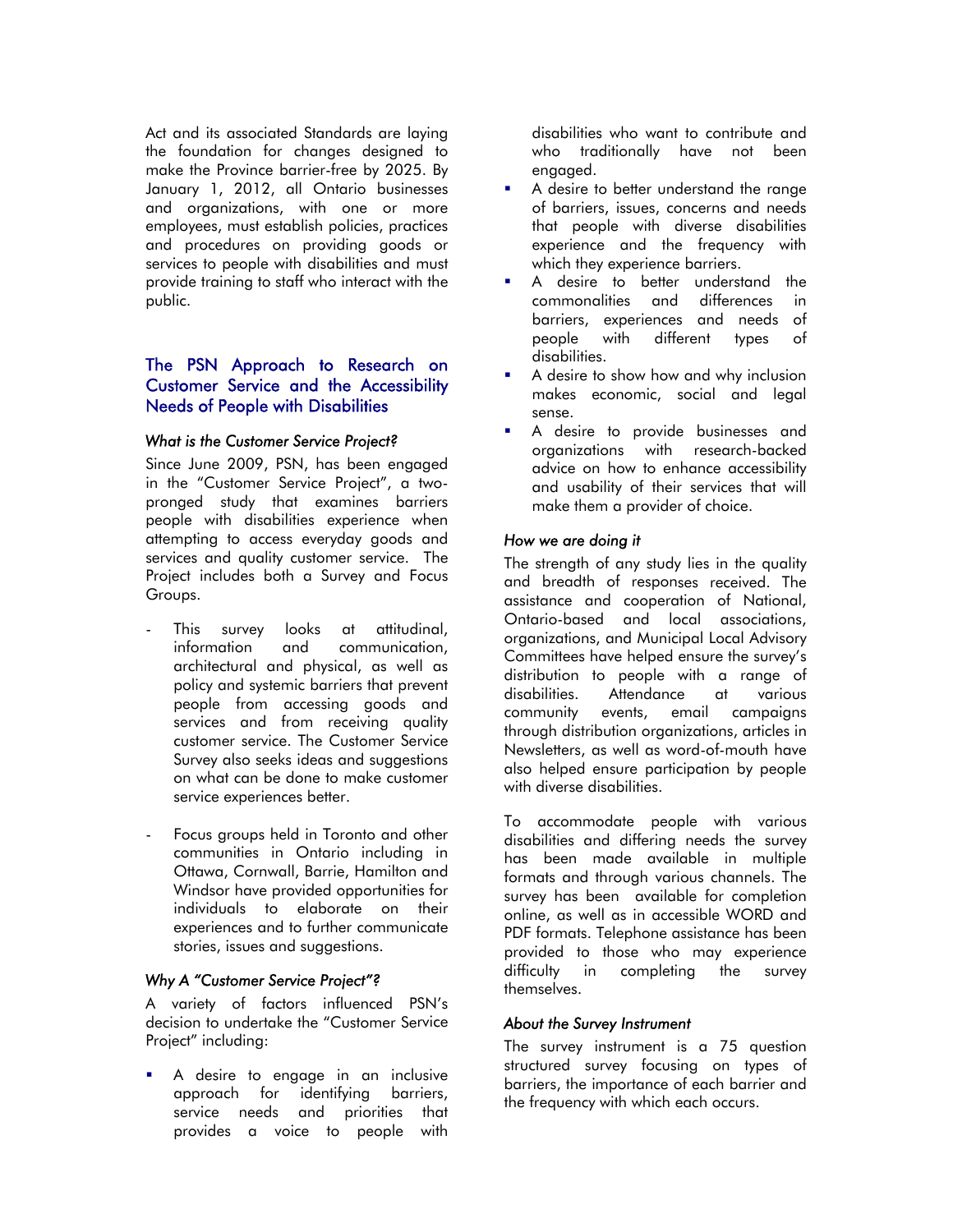Act and its associated Standards are laying the foundation for changes designed to make the Province barrier-free by 2025. By January 1, 2012, all Ontario businesses and organizations, with one or more employees, must establish policies, practices and procedures on providing goods or services to people with disabilities and must provide training to staff who interact with the public.

## The PSN Approach to Research on Customer Service and the Accessibility Needs of People with Disabilities

### *What is the Customer Service Project?*

Since June 2009, PSN, has been engaged in the "Customer Service Project", a two-pronged study that examines barriers people with disabilities experience when attempting to access everyday goods and services and quality customer service. The Project includes both a Survey and Focus Groups.

- This survey looks at attitudinal, information and communication, architectural and physical, as well as policy and systemic barriers that prevent people from accessing goods and services and from receiving quality customer service. The Customer Service Survey also seeks ideas and suggestions on what can be done to make customer service experiences better.

- Focus groups held in Toronto and other communities in Ontario including in Ottawa, Cornwall, Barrie, Hamilton and Windsor have provided opportunities for individuals to elaborate on their experiences and to further communicate stories, issues and suggestions.

### *Why A "Customer Service Project"?*

A variety of factors influenced PSN's decision to undertake the "Customer Service Project" including:

- A desire to engage in an inclusive approach for identifying barriers, service needs and priorities that provides a voice to people with disabilities who want to contribute and who traditionally have not been engaged.
- A desire to better understand the range of barriers, issues, concerns and needs that people with diverse disabilities experience and the frequency with which they experience barriers.
- A desire to better understand the commonalities and differences in barriers, experiences and needs of people with different types of disabilities.
- A desire to show how and why inclusion makes economic, social and legal sense.
- A desire to provide businesses and organizations with research-backed advice on how to enhance accessibility and usability of their services that will make them a provider of choice.

### *How we are doing it*

The strength of any study lies in the quality and breadth of responses received. The assistance and cooperation of National, Ontario-based and local associations, organizations, and Municipal Local Advisory Committees have helped ensure the survey's distribution to people with a range of disabilities. Attendance at various community events, email campaigns through distribution organizations, articles in Newsletters, as well as word-of-mouth have also helped ensure participation by people with diverse disabilities.

To accommodate people with various disabilities and differing needs the survey has been made available in multiple formats and through various channels. The survey has been available for completion online, as well as in accessible WORD and PDF formats. Telephone assistance has been provided to those who may experience difficulty in completing the survey themselves.

### *About the Survey Instrument*

The survey instrument is a 75 question structured survey focusing on types of barriers, the importance of each barrier and the frequency with which each occurs.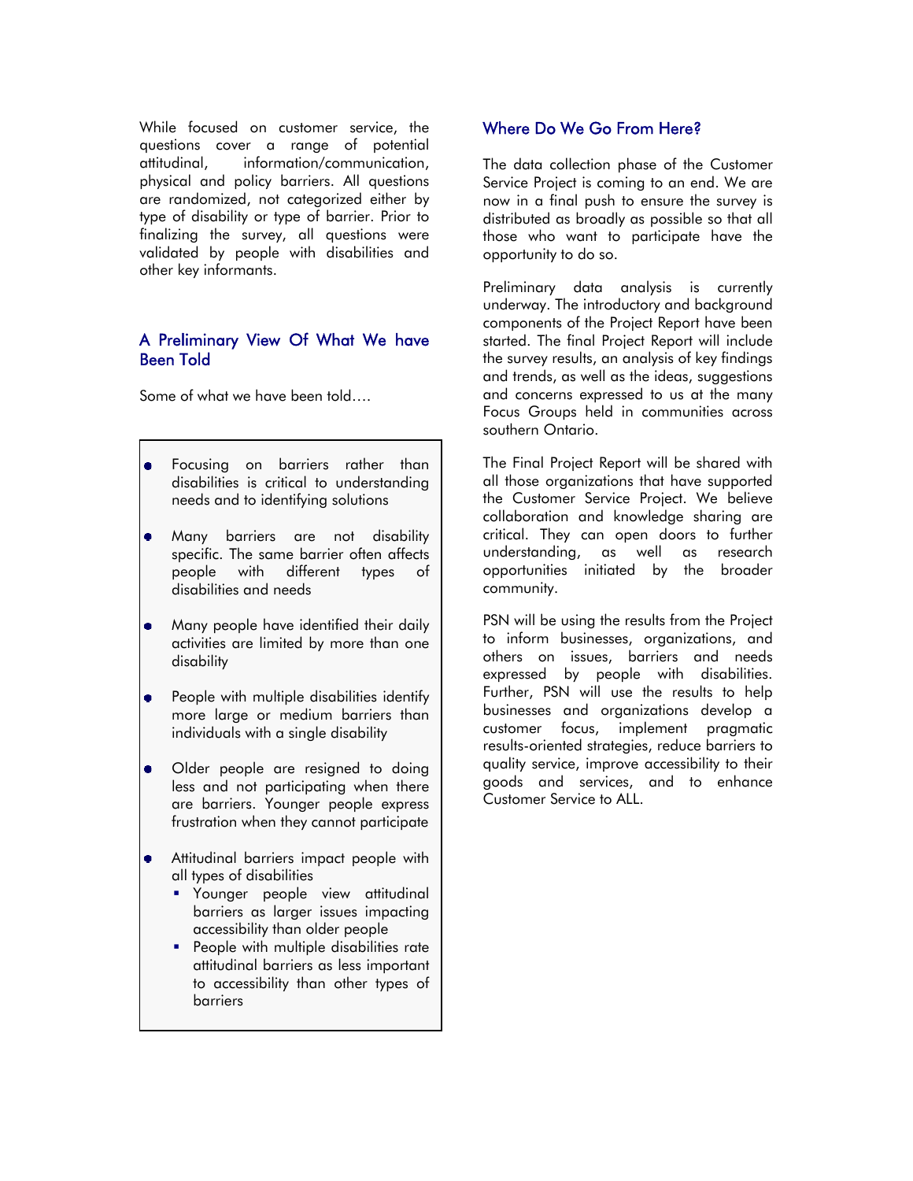While focused on customer service, the questions cover a range of potential attitudinal, information/communication, physical and policy barriers. All questions are randomized, not categorized either by type of disability or type of barrier. Prior to finalizing the survey, all questions were validated by people with disabilities and other key informants.

## A Preliminary View Of What We have Been Told

Some of what we have been told….

- Focusing on barriers rather than disabilities is critical to understanding needs and to identifying solutions
- Many barriers are not disability specific. The same barrier often affects people with different types of disabilities and needs
- Many people have identified their daily activities are limited by more than one disability
- People with multiple disabilities identify more large or medium barriers than individuals with a single disability
- Older people are resigned to doing less and not participating when there are barriers. Younger people express frustration when they cannot participate
- Attitudinal barriers impact people with all types of disabilities
  - Younger people view attitudinal barriers as larger issues impacting accessibility than older people
  - People with multiple disabilities rate attitudinal barriers as less important to accessibility than other types of barriers

## Where Do We Go From Here?

The data collection phase of the Customer Service Project is coming to an end. We are now in a final push to ensure the survey is distributed as broadly as possible so that all those who want to participate have the opportunity to do so.

Preliminary data analysis is currently underway. The introductory and background components of the Project Report have been started. The final Project Report will include the survey results, an analysis of key findings and trends, as well as the ideas, suggestions and concerns expressed to us at the many Focus Groups held in communities across southern Ontario.

The Final Project Report will be shared with all those organizations that have supported the Customer Service Project. We believe collaboration and knowledge sharing are critical. They can open doors to further understanding, as well as research opportunities initiated by the broader community.

PSN will be using the results from the Project to inform businesses, organizations, and others on issues, barriers and needs expressed by people with disabilities. Further, PSN will use the results to help businesses and organizations develop a customer focus, implement pragmatic results-oriented strategies, reduce barriers to quality service, improve accessibility to their goods and services, and to enhance Customer Service to ALL.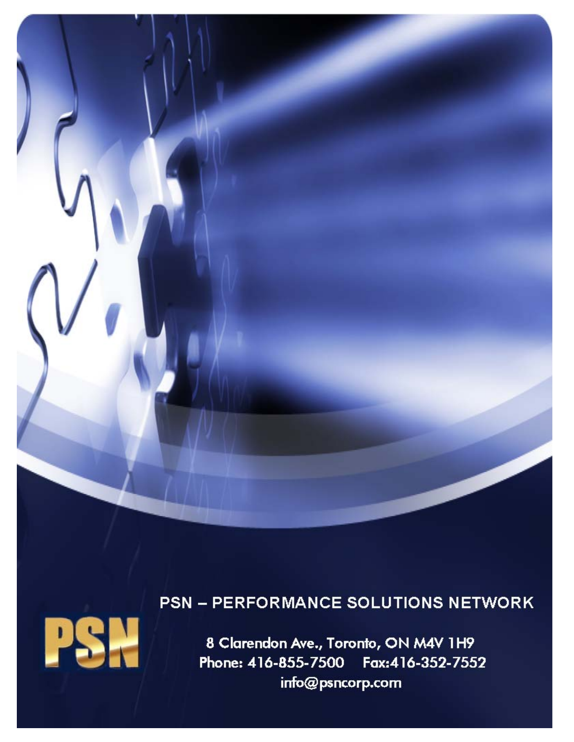PSN – PERFORMANCE SOLUTIONS NETWORK

PSN

8 Clarendon Ave., Toronto, ON M4V 1H9
Phone: 416-855-7500 Fax:416-352-7552
info@psncorp.com